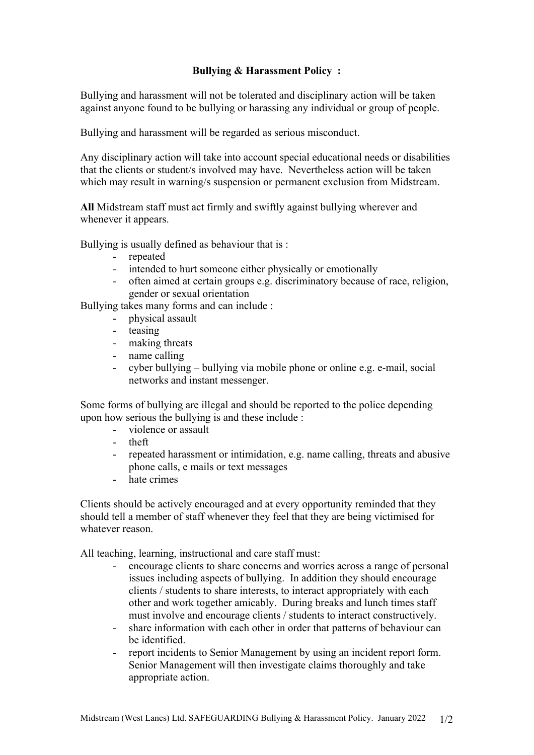# Bullying & Harassment Policy :

Bullying and harassment will not be tolerated and disciplinary action will be taken against anyone found to be bullying or harassing any individual or group of people.

Bullying and harassment will be regarded as serious misconduct.

Any disciplinary action will take into account special educational needs or disabilities that the clients or student/s involved may have. Nevertheless action will be taken which may result in warning/s suspension or permanent exclusion from Midstream.

**All** Midstream staff must act firmly and swiftly against bullying wherever and whenever it appears.

Bullying is usually defined as behaviour that is :

- repeated
- intended to hurt someone either physically or emotionally
- often aimed at certain groups e.g. discriminatory because of race, religion, gender or sexual orientation

Bullying takes many forms and can include :

- physical assault
- teasing
- making threats
- name calling
- cyber bullying – bullying via mobile phone or online e.g. e-mail, social networks and instant messenger.

Some forms of bullying are illegal and should be reported to the police depending upon how serious the bullying is and these include :

- violence or assault
- theft
- repeated harassment or intimidation, e.g. name calling, threats and abusive phone calls, e mails or text messages
- hate crimes

Clients should be actively encouraged and at every opportunity reminded that they should tell a member of staff whenever they feel that they are being victimised for whatever reason.

All teaching, learning, instructional and care staff must:

- encourage clients to share concerns and worries across a range of personal issues including aspects of bullying. In addition they should encourage clients / students to share interests, to interact appropriately with each other and work together amicably. During breaks and lunch times staff must involve and encourage clients / students to interact constructively.
- share information with each other in order that patterns of behaviour can be identified.
- report incidents to Senior Management by using an incident report form. Senior Management will then investigate claims thoroughly and take appropriate action.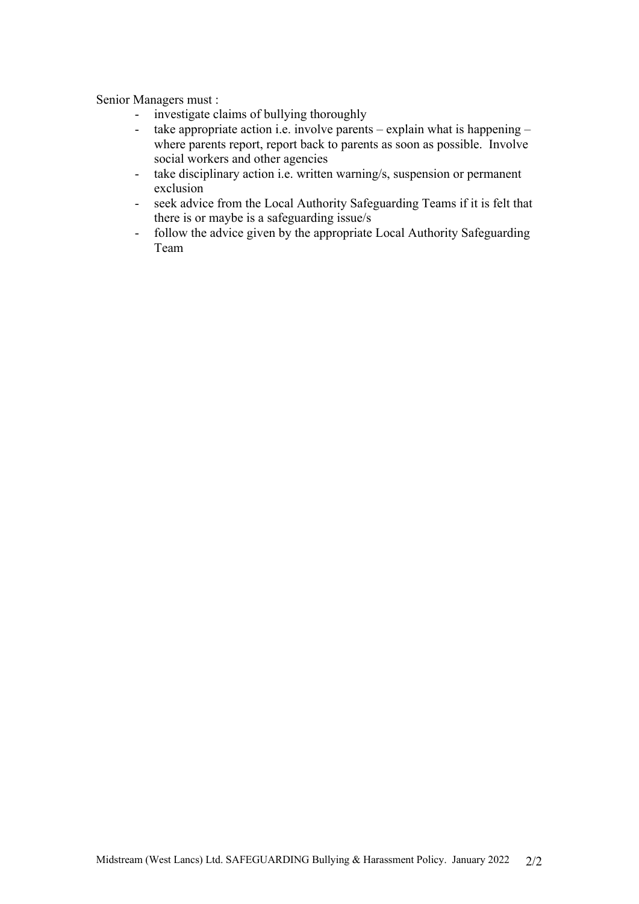Senior Managers must :

- investigate claims of bullying thoroughly
- take appropriate action i.e. involve parents – explain what is happening – where parents report, report back to parents as soon as possible. Involve social workers and other agencies
- take disciplinary action i.e. written warning/s, suspension or permanent exclusion
- seek advice from the Local Authority Safeguarding Teams if it is felt that there is or maybe is a safeguarding issue/s
- follow the advice given by the appropriate Local Authority Safeguarding Team